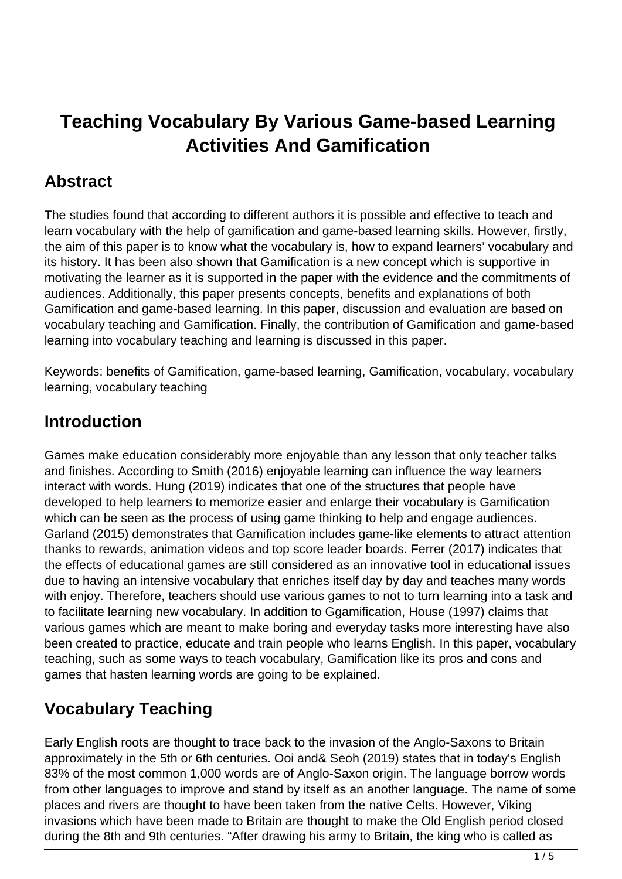# Teaching Vocabulary By Various Game-based Learning Activities And Gamification

## Abstract

The studies found that according to different authors it is possible and effective to teach and learn vocabulary with the help of gamification and game-based learning skills. However, firstly, the aim of this paper is to know what the vocabulary is, how to expand learners' vocabulary and its history. It has been also shown that Gamification is a new concept which is supportive in motivating the learner as it is supported in the paper with the evidence and the commitments of audiences. Additionally, this paper presents concepts, benefits and explanations of both Gamification and game-based learning. In this paper, discussion and evaluation are based on vocabulary teaching and Gamification. Finally, the contribution of Gamification and game-based learning into vocabulary teaching and learning is discussed in this paper.

Keywords: benefits of Gamification, game-based learning, Gamification, vocabulary, vocabulary learning, vocabulary teaching

## Introduction

Games make education considerably more enjoyable than any lesson that only teacher talks and finishes. According to Smith (2016) enjoyable learning can influence the way learners interact with words. Hung (2019) indicates that one of the structures that people have developed to help learners to memorize easier and enlarge their vocabulary is Gamification which can be seen as the process of using game thinking to help and engage audiences. Garland (2015) demonstrates that Gamification includes game-like elements to attract attention thanks to rewards, animation videos and top score leader boards. Ferrer (2017) indicates that the effects of educational games are still considered as an innovative tool in educational issues due to having an intensive vocabulary that enriches itself day by day and teaches many words with enjoy. Therefore, teachers should use various games to not to turn learning into a task and to facilitate learning new vocabulary. In addition to Ggamification, House (1997) claims that various games which are meant to make boring and everyday tasks more interesting have also been created to practice, educate and train people who learns English. In this paper, vocabulary teaching, such as some ways to teach vocabulary, Gamification like its pros and cons and games that hasten learning words are going to be explained.

## Vocabulary Teaching

Early English roots are thought to trace back to the invasion of the Anglo-Saxons to Britain approximately in the 5th or 6th centuries. Ooi and& Seoh (2019) states that in today's English 83% of the most common 1,000 words are of Anglo-Saxon origin. The language borrow words from other languages to improve and stand by itself as an another language. The name of some places and rivers are thought to have been taken from the native Celts. However, Viking invasions which have been made to Britain are thought to make the Old English period closed during the 8th and 9th centuries. "After drawing his army to Britain, the king who is called as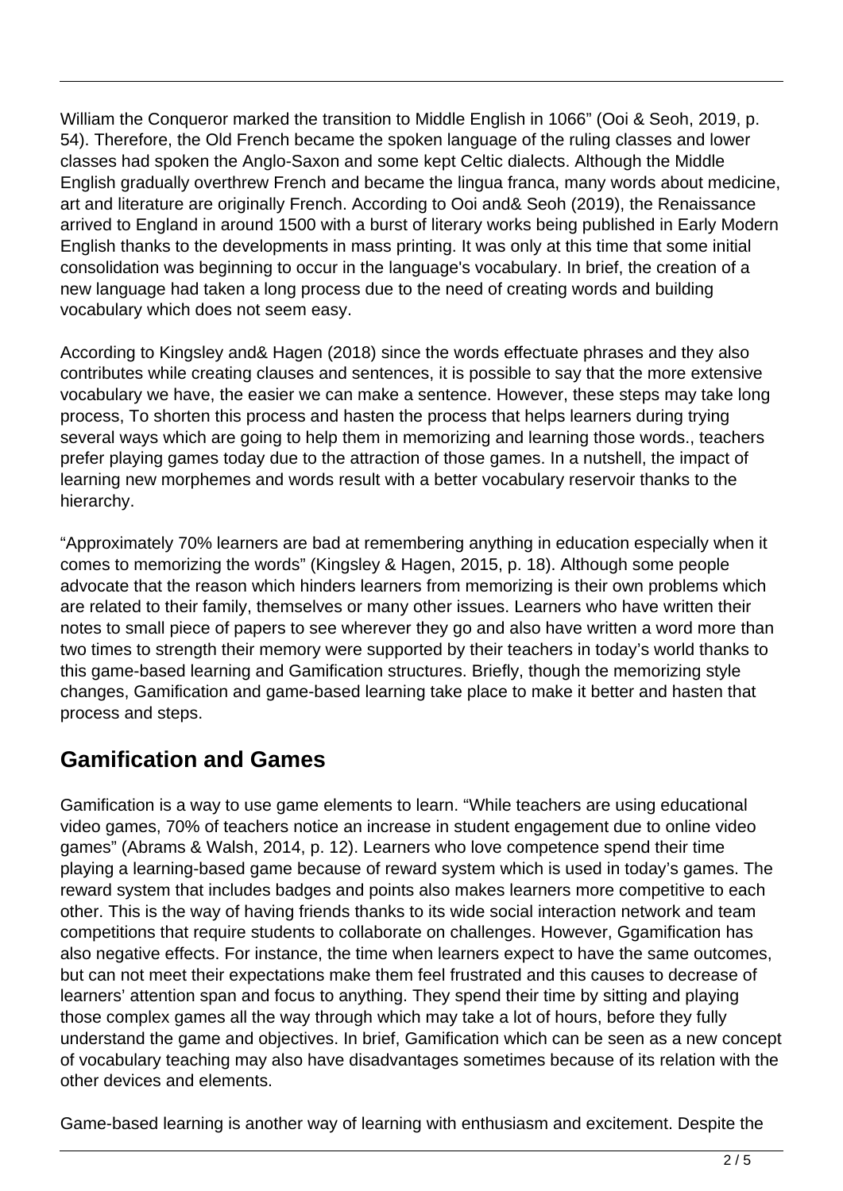William the Conqueror marked the transition to Middle English in 1066" (Ooi & Seoh, 2019, p. 54). Therefore, the Old French became the spoken language of the ruling classes and lower classes had spoken the Anglo-Saxon and some kept Celtic dialects. Although the Middle English gradually overthrew French and became the lingua franca, many words about medicine, art and literature are originally French. According to Ooi and& Seoh (2019), the Renaissance arrived to England in around 1500 with a burst of literary works being published in Early Modern English thanks to the developments in mass printing. It was only at this time that some initial consolidation was beginning to occur in the language's vocabulary. In brief, the creation of a new language had taken a long process due to the need of creating words and building vocabulary which does not seem easy.

According to Kingsley and& Hagen (2018) since the words effectuate phrases and they also contributes while creating clauses and sentences, it is possible to say that the more extensive vocabulary we have, the easier we can make a sentence. However, these steps may take long process, To shorten this process and hasten the process that helps learners during trying several ways which are going to help them in memorizing and learning those words., teachers prefer playing games today due to the attraction of those games. In a nutshell, the impact of learning new morphemes and words result with a better vocabulary reservoir thanks to the hierarchy.

"Approximately 70% learners are bad at remembering anything in education especially when it comes to memorizing the words" (Kingsley & Hagen, 2015, p. 18). Although some people advocate that the reason which hinders learners from memorizing is their own problems which are related to their family, themselves or many other issues. Learners who have written their notes to small piece of papers to see wherever they go and also have written a word more than two times to strength their memory were supported by their teachers in today's world thanks to this game-based learning and Gamification structures. Briefly, though the memorizing style changes, Gamification and game-based learning take place to make it better and hasten that process and steps.

## Gamification and Games

Gamification is a way to use game elements to learn. "While teachers are using educational video games, 70% of teachers notice an increase in student engagement due to online video games" (Abrams & Walsh, 2014, p. 12). Learners who love competence spend their time playing a learning-based game because of reward system which is used in today's games. The reward system that includes badges and points also makes learners more competitive to each other. This is the way of having friends thanks to its wide social interaction network and team competitions that require students to collaborate on challenges. However, Ggamification has also negative effects. For instance, the time when learners expect to have the same outcomes, but can not meet their expectations make them feel frustrated and this causes to decrease of learners' attention span and focus to anything. They spend their time by sitting and playing those complex games all the way through which may take a lot of hours, before they fully understand the game and objectives. In brief, Gamification which can be seen as a new concept of vocabulary teaching may also have disadvantages sometimes because of its relation with the other devices and elements.

Game-based learning is another way of learning with enthusiasm and excitement. Despite the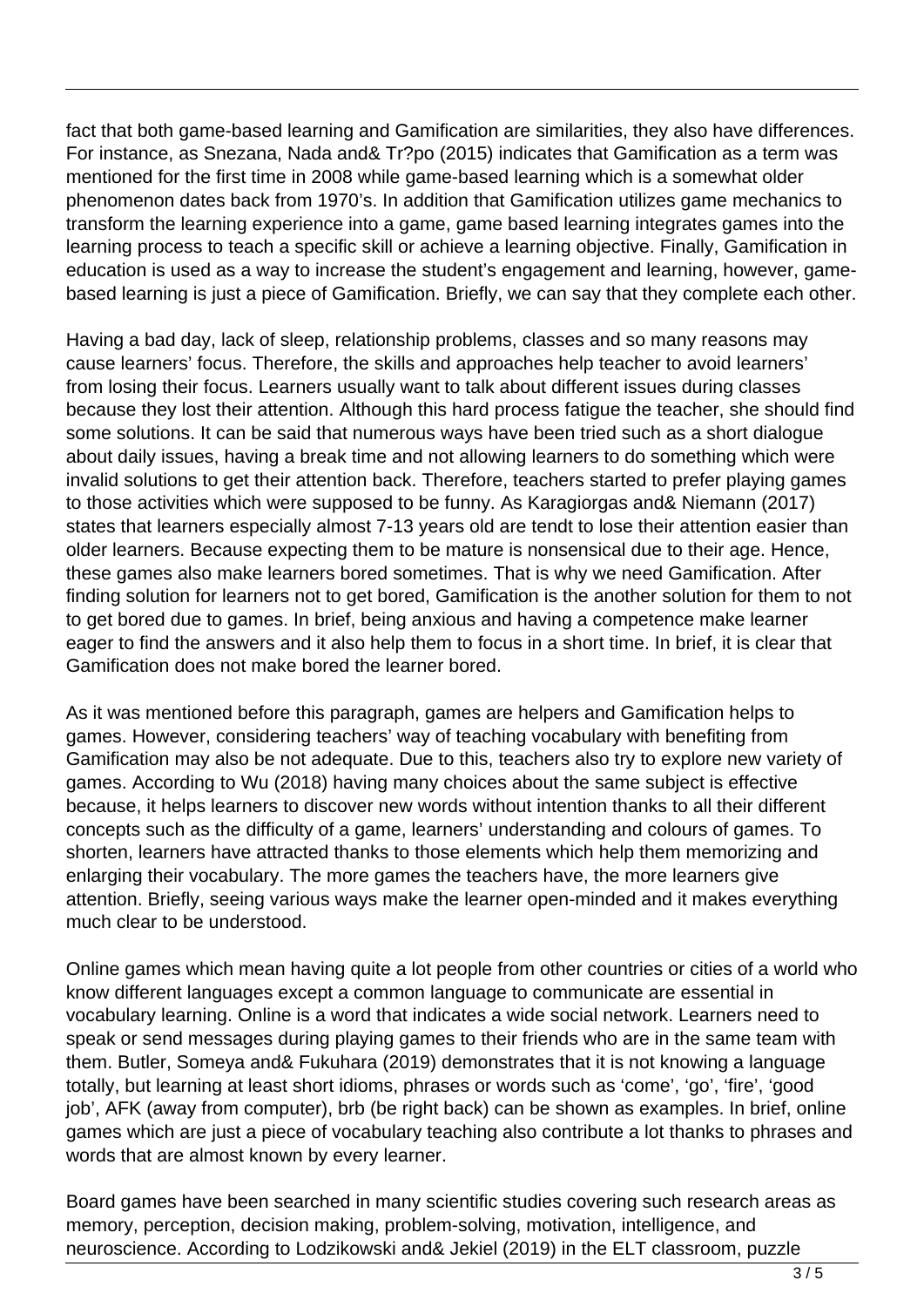fact that both game-based learning and Gamification are similarities, they also have differences. For instance, as Snezana, Nada and& Tr?po (2015) indicates that Gamification as a term was mentioned for the first time in 2008 while game-based learning which is a somewhat older phenomenon dates back from 1970's. In addition that Gamification utilizes game mechanics to transform the learning experience into a game, game based learning integrates games into the learning process to teach a specific skill or achieve a learning objective. Finally, Gamification in education is used as a way to increase the student's engagement and learning, however, game-based learning is just a piece of Gamification. Briefly, we can say that they complete each other.

Having a bad day, lack of sleep, relationship problems, classes and so many reasons may cause learners' focus. Therefore, the skills and approaches help teacher to avoid learners' from losing their focus. Learners usually want to talk about different issues during classes because they lost their attention. Although this hard process fatigue the teacher, she should find some solutions. It can be said that numerous ways have been tried such as a short dialogue about daily issues, having a break time and not allowing learners to do something which were invalid solutions to get their attention back. Therefore, teachers started to prefer playing games to those activities which were supposed to be funny. As Karagiorgas and& Niemann (2017) states that learners especially almost 7-13 years old are tendt to lose their attention easier than older learners. Because expecting them to be mature is nonsensical due to their age. Hence, these games also make learners bored sometimes. That is why we need Gamification. After finding solution for learners not to get bored, Gamification is the another solution for them to not to get bored due to games. In brief, being anxious and having a competence make learner eager to find the answers and it also help them to focus in a short time. In brief, it is clear that Gamification does not make bored the learner bored.

As it was mentioned before this paragraph, games are helpers and Gamification helps to games. However, considering teachers' way of teaching vocabulary with benefiting from Gamification may also be not adequate. Due to this, teachers also try to explore new variety of games. According to Wu (2018) having many choices about the same subject is effective because, it helps learners to discover new words without intention thanks to all their different concepts such as the difficulty of a game, learners' understanding and colours of games. To shorten, learners have attracted thanks to those elements which help them memorizing and enlarging their vocabulary. The more games the teachers have, the more learners give attention. Briefly, seeing various ways make the learner open-minded and it makes everything much clear to be understood.

Online games which mean having quite a lot people from other countries or cities of a world who know different languages except a common language to communicate are essential in vocabulary learning. Online is a word that indicates a wide social network. Learners need to speak or send messages during playing games to their friends who are in the same team with them. Butler, Someya and& Fukuhara (2019) demonstrates that it is not knowing a language totally, but learning at least short idioms, phrases or words such as 'come', 'go', 'fire', 'good job', AFK (away from computer), brb (be right back) can be shown as examples. In brief, online games which are just a piece of vocabulary teaching also contribute a lot thanks to phrases and words that are almost known by every learner.

Board games have been searched in many scientific studies covering such research areas as memory, perception, decision making, problem-solving, motivation, intelligence, and neuroscience. According to Lodzikowski and& Jekiel (2019) in the ELT classroom, puzzle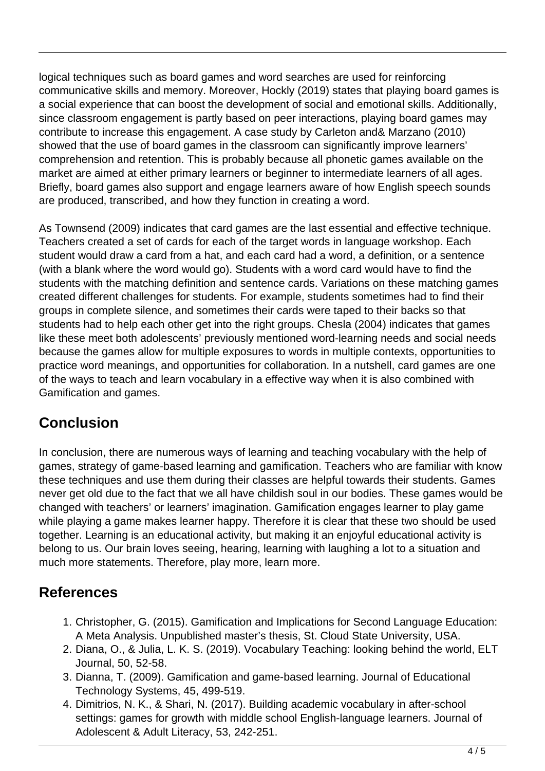logical techniques such as board games and word searches are used for reinforcing communicative skills and memory. Moreover, Hockly (2019) states that playing board games is a social experience that can boost the development of social and emotional skills. Additionally, since classroom engagement is partly based on peer interactions, playing board games may contribute to increase this engagement. A case study by Carleton and& Marzano (2010) showed that the use of board games in the classroom can significantly improve learners' comprehension and retention. This is probably because all phonetic games available on the market are aimed at either primary learners or beginner to intermediate learners of all ages. Briefly, board games also support and engage learners aware of how English speech sounds are produced, transcribed, and how they function in creating a word.

As Townsend (2009) indicates that card games are the last essential and effective technique. Teachers created a set of cards for each of the target words in language workshop. Each student would draw a card from a hat, and each card had a word, a definition, or a sentence (with a blank where the word would go). Students with a word card would have to find the students with the matching definition and sentence cards. Variations on these matching games created different challenges for students. For example, students sometimes had to find their groups in complete silence, and sometimes their cards were taped to their backs so that students had to help each other get into the right groups. Chesla (2004) indicates that games like these meet both adolescents' previously mentioned word-learning needs and social needs because the games allow for multiple exposures to words in multiple contexts, opportunities to practice word meanings, and opportunities for collaboration. In a nutshell, card games are one of the ways to teach and learn vocabulary in a effective way when it is also combined with Gamification and games.

## Conclusion

In conclusion, there are numerous ways of learning and teaching vocabulary with the help of games, strategy of game-based learning and gamification. Teachers who are familiar with know these techniques and use them during their classes are helpful towards their students. Games never get old due to the fact that we all have childish soul in our bodies. These games would be changed with teachers' or learners' imagination. Gamification engages learner to play game while playing a game makes learner happy. Therefore it is clear that these two should be used together. Learning is an educational activity, but making it an enjoyful educational activity is belong to us. Our brain loves seeing, hearing, learning with laughing a lot to a situation and much more statements. Therefore, play more, learn more.

## References

1. Christopher, G. (2015). Gamification and Implications for Second Language Education: A Meta Analysis. Unpublished master's thesis, St. Cloud State University, USA.
2. Diana, O., & Julia, L. K. S. (2019). Vocabulary Teaching: looking behind the world, ELT Journal, 50, 52-58.
3. Dianna, T. (2009). Gamification and game-based learning. Journal of Educational Technology Systems, 45, 499-519.
4. Dimitrios, N. K., & Shari, N. (2017). Building academic vocabulary in after-school settings: games for growth with middle school English-language learners. Journal of Adolescent & Adult Literacy, 53, 242-251.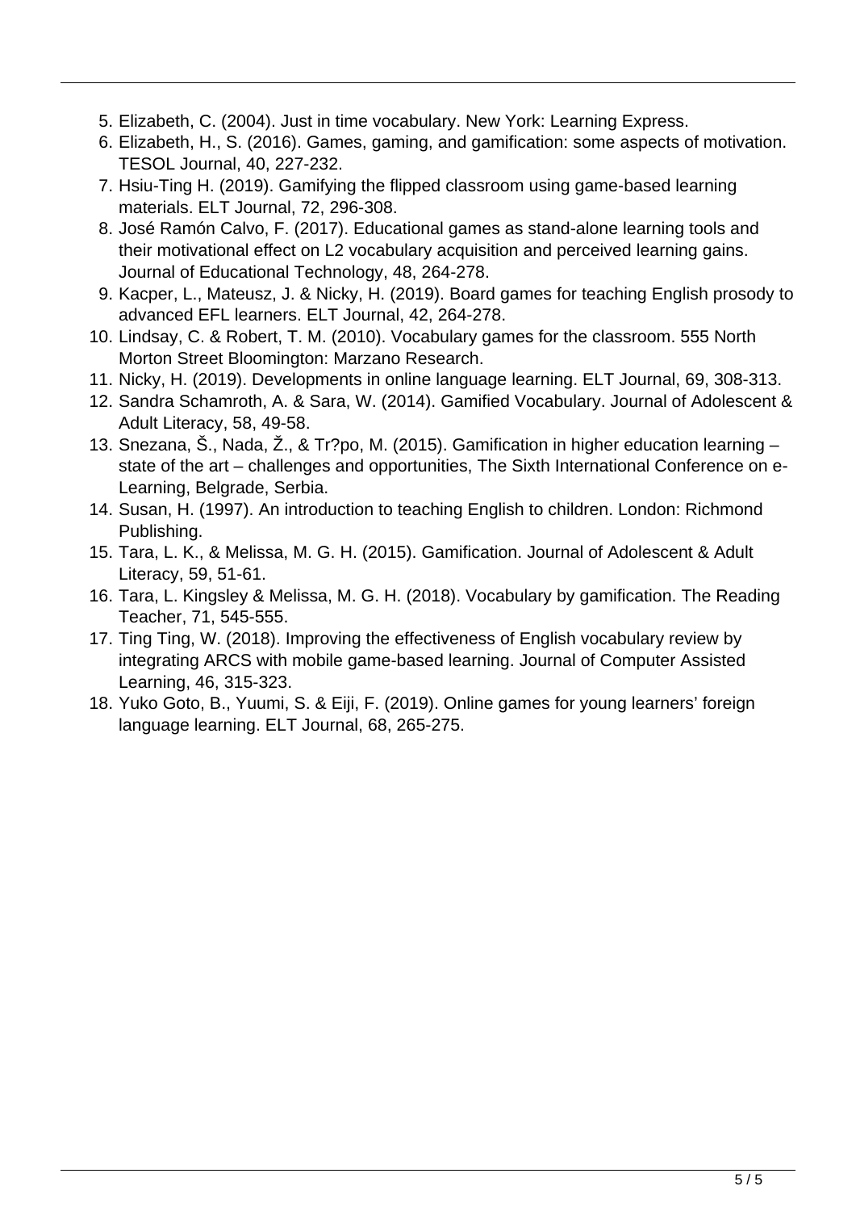5. Elizabeth, C. (2004). Just in time vocabulary. New York: Learning Express.
6. Elizabeth, H., S. (2016). Games, gaming, and gamification: some aspects of motivation. TESOL Journal, 40, 227-232.
7. Hsiu-Ting H. (2019). Gamifying the flipped classroom using game-based learning materials. ELT Journal, 72, 296-308.
8. José Ramón Calvo, F. (2017). Educational games as stand-alone learning tools and their motivational effect on L2 vocabulary acquisition and perceived learning gains. Journal of Educational Technology, 48, 264-278.
9. Kacper, L., Mateusz, J. & Nicky, H. (2019). Board games for teaching English prosody to advanced EFL learners. ELT Journal, 42, 264-278.
10. Lindsay, C. & Robert, T. M. (2010). Vocabulary games for the classroom. 555 North Morton Street Bloomington: Marzano Research.
11. Nicky, H. (2019). Developments in online language learning. ELT Journal, 69, 308-313.
12. Sandra Schamroth, A. & Sara, W. (2014). Gamified Vocabulary. Journal of Adolescent & Adult Literacy, 58, 49-58.
13. Snezana, Š., Nada, Ž., & Tr?po, M. (2015). Gamification in higher education learning – state of the art – challenges and opportunities, The Sixth International Conference on e-Learning, Belgrade, Serbia.
14. Susan, H. (1997). An introduction to teaching English to children. London: Richmond Publishing.
15. Tara, L. K., & Melissa, M. G. H. (2015). Gamification. Journal of Adolescent & Adult Literacy, 59, 51-61.
16. Tara, L. Kingsley & Melissa, M. G. H. (2018). Vocabulary by gamification. The Reading Teacher, 71, 545-555.
17. Ting Ting, W. (2018). Improving the effectiveness of English vocabulary review by integrating ARCS with mobile game-based learning. Journal of Computer Assisted Learning, 46, 315-323.
18. Yuko Goto, B., Yuumi, S. & Eiji, F. (2019). Online games for young learners' foreign language learning. ELT Journal, 68, 265-275.